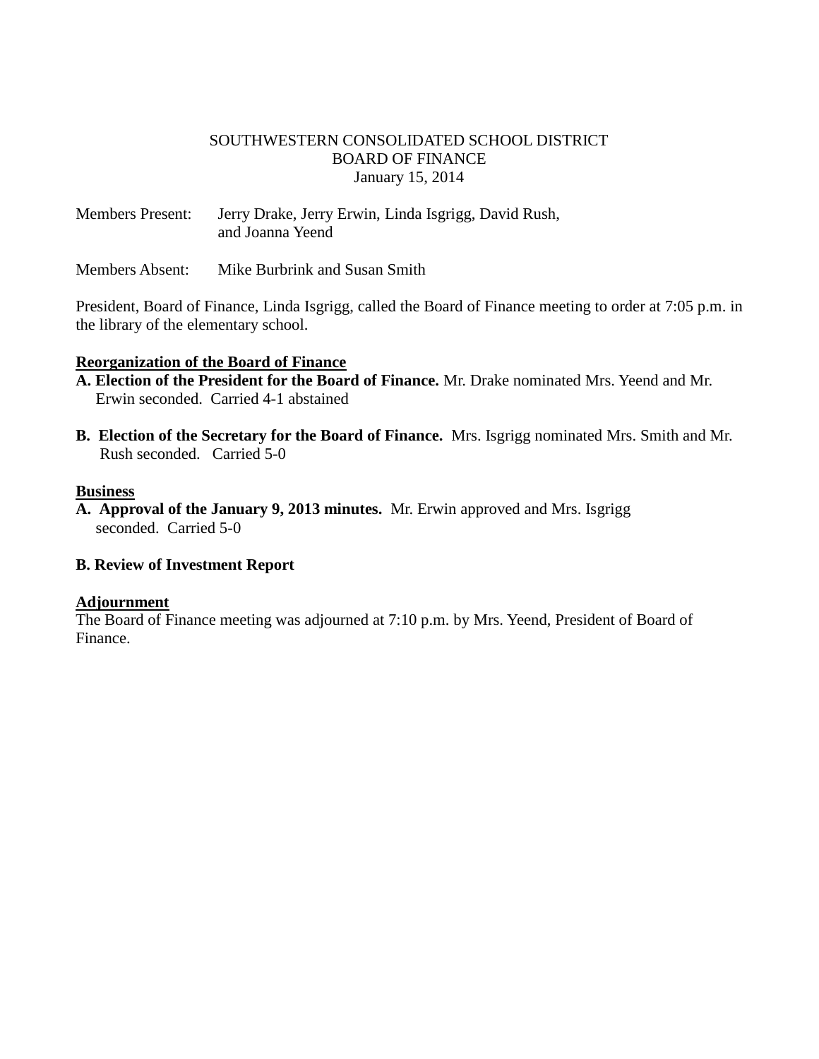SOUTHWESTERN CONSOLIDATED SCHOOL DISTRICT
BOARD OF FINANCE
January 15, 2014

Members Present: Jerry Drake, Jerry Erwin, Linda Isgrigg, David Rush, and Joanna Yeend

Members Absent: Mike Burbrink and Susan Smith

President, Board of Finance, Linda Isgrigg, called the Board of Finance meeting to order at 7:05 p.m. in the library of the elementary school.

**Reorganization of the Board of Finance**

**A. Election of the President for the Board of Finance.** Mr. Drake nominated Mrs. Yeend and Mr. Erwin seconded. Carried 4-1 abstained

**B. Election of the Secretary for the Board of Finance.** Mrs. Isgrigg nominated Mrs. Smith and Mr. Rush seconded. Carried 5-0

**Business**

**A. Approval of the January 9, 2013 minutes.** Mr. Erwin approved and Mrs. Isgrigg seconded. Carried 5-0

**B. Review of Investment Report**

**Adjournment**

The Board of Finance meeting was adjourned at 7:10 p.m. by Mrs. Yeend, President of Board of Finance.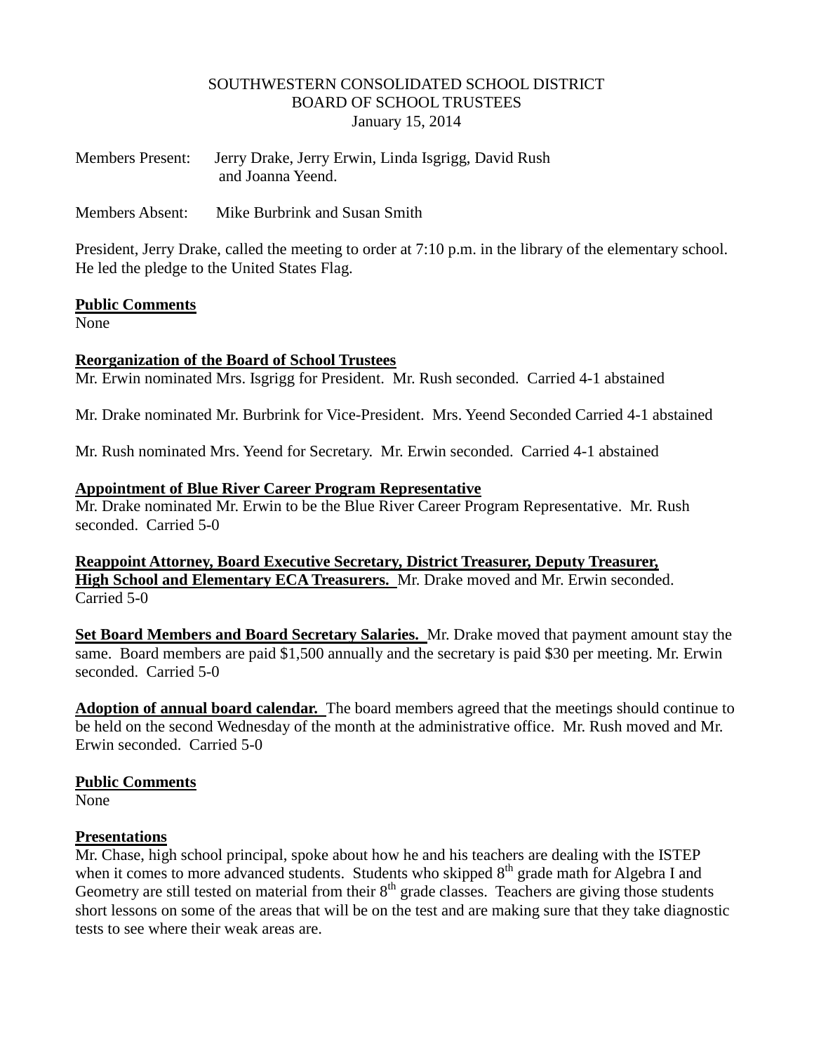SOUTHWESTERN CONSOLIDATED SCHOOL DISTRICT
BOARD OF SCHOOL TRUSTEES
January 15, 2014

Members Present: Jerry Drake, Jerry Erwin, Linda Isgrigg, David Rush and Joanna Yeend.

Members Absent: Mike Burbrink and Susan Smith

President, Jerry Drake, called the meeting to order at 7:10 p.m. in the library of the elementary school. He led the pledge to the United States Flag.

**Public Comments**
None

**Reorganization of the Board of School Trustees**
Mr. Erwin nominated Mrs. Isgrigg for President. Mr. Rush seconded. Carried 4-1 abstained

Mr. Drake nominated Mr. Burbrink for Vice-President. Mrs. Yeend Seconded Carried 4-1 abstained

Mr. Rush nominated Mrs. Yeend for Secretary. Mr. Erwin seconded. Carried 4-1 abstained

**Appointment of Blue River Career Program Representative**
Mr. Drake nominated Mr. Erwin to be the Blue River Career Program Representative. Mr. Rush seconded. Carried 5-0

**Reappoint Attorney, Board Executive Secretary, District Treasurer, Deputy Treasurer, High School and Elementary ECA Treasurers.** Mr. Drake moved and Mr. Erwin seconded. Carried 5-0

**Set Board Members and Board Secretary Salaries.** Mr. Drake moved that payment amount stay the same. Board members are paid $1,500 annually and the secretary is paid $30 per meeting. Mr. Erwin seconded. Carried 5-0

**Adoption of annual board calendar.** The board members agreed that the meetings should continue to be held on the second Wednesday of the month at the administrative office. Mr. Rush moved and Mr. Erwin seconded. Carried 5-0

**Public Comments**
None

**Presentations**
Mr. Chase, high school principal, spoke about how he and his teachers are dealing with the ISTEP when it comes to more advanced students. Students who skipped 8th grade math for Algebra I and Geometry are still tested on material from their 8th grade classes. Teachers are giving those students short lessons on some of the areas that will be on the test and are making sure that they take diagnostic tests to see where their weak areas are.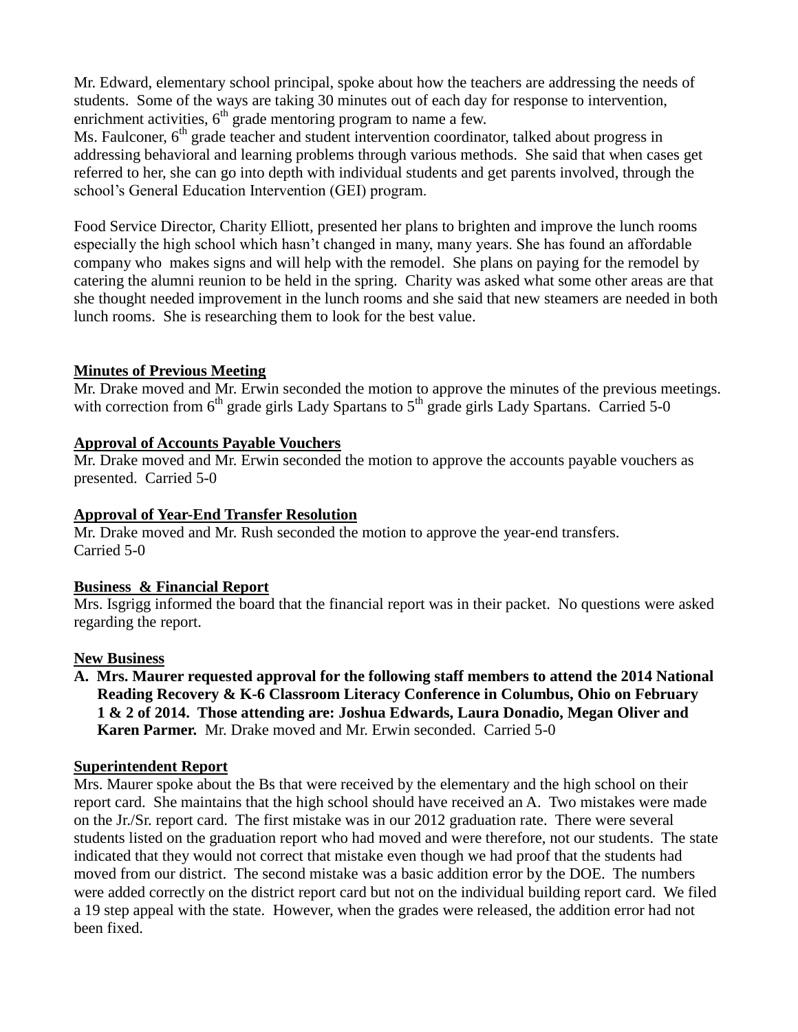Mr. Edward, elementary school principal, spoke about how the teachers are addressing the needs of students. Some of the ways are taking 30 minutes out of each day for response to intervention, enrichment activities, 6th grade mentoring program to name a few.
Ms. Faulconer, 6th grade teacher and student intervention coordinator, talked about progress in addressing behavioral and learning problems through various methods. She said that when cases get referred to her, she can go into depth with individual students and get parents involved, through the school's General Education Intervention (GEI) program.

Food Service Director, Charity Elliott, presented her plans to brighten and improve the lunch rooms especially the high school which hasn't changed in many, many years. She has found an affordable company who makes signs and will help with the remodel. She plans on paying for the remodel by catering the alumni reunion to be held in the spring. Charity was asked what some other areas are that she thought needed improvement in the lunch rooms and she said that new steamers are needed in both lunch rooms. She is researching them to look for the best value.

**Minutes of Previous Meeting**
Mr. Drake moved and Mr. Erwin seconded the motion to approve the minutes of the previous meetings. with correction from 6th grade girls Lady Spartans to 5th grade girls Lady Spartans. Carried 5-0

**Approval of Accounts Payable Vouchers**
Mr. Drake moved and Mr. Erwin seconded the motion to approve the accounts payable vouchers as presented. Carried 5-0

**Approval of Year-End Transfer Resolution**
Mr. Drake moved and Mr. Rush seconded the motion to approve the year-end transfers.
Carried 5-0

**Business & Financial Report**
Mrs. Isgrigg informed the board that the financial report was in their packet. No questions were asked regarding the report.

**New Business**

A. **Mrs. Maurer requested approval for the following staff members to attend the 2014 National Reading Recovery & K-6 Classroom Literacy Conference in Columbus, Ohio on February 1 & 2 of 2014. Those attending are: Joshua Edwards, Laura Donadio, Megan Oliver and Karen Parmer.** Mr. Drake moved and Mr. Erwin seconded. Carried 5-0

**Superintendent Report**
Mrs. Maurer spoke about the Bs that were received by the elementary and the high school on their report card. She maintains that the high school should have received an A. Two mistakes were made on the Jr./Sr. report card. The first mistake was in our 2012 graduation rate. There were several students listed on the graduation report who had moved and were therefore, not our students. The state indicated that they would not correct that mistake even though we had proof that the students had moved from our district. The second mistake was a basic addition error by the DOE. The numbers were added correctly on the district report card but not on the individual building report card. We filed a 19 step appeal with the state. However, when the grades were released, the addition error had not been fixed.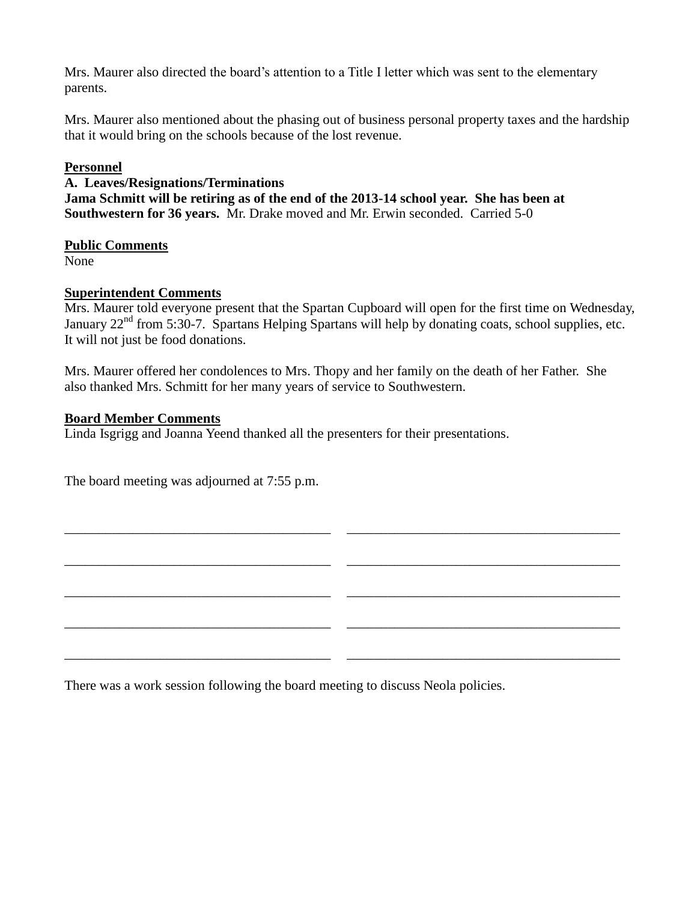Mrs. Maurer also directed the board's attention to a Title I letter which was sent to the elementary parents.

Mrs. Maurer also mentioned about the phasing out of business personal property taxes and the hardship that it would bring on the schools because of the lost revenue.

**Personnel**

**A. Leaves/Resignations/Terminations**

**Jama Schmitt will be retiring as of the end of the 2013-14 school year. She has been at Southwestern for 36 years.** Mr. Drake moved and Mr. Erwin seconded. Carried 5-0

**Public Comments**

None

**Superintendent Comments**

Mrs. Maurer told everyone present that the Spartan Cupboard will open for the first time on Wednesday, January 22nd from 5:30-7. Spartans Helping Spartans will help by donating coats, school supplies, etc. It will not just be food donations.

Mrs. Maurer offered her condolences to Mrs. Thopy and her family on the death of her Father. She also thanked Mrs. Schmitt for her many years of service to Southwestern.

**Board Member Comments**

Linda Isgrigg and Joanna Yeend thanked all the presenters for their presentations.

The board meeting was adjourned at 7:55 p.m.

\_\_\_\_\_\_\_\_\_\_\_\_\_\_\_\_\_\_\_\_\_\_\_\_\_\_\_\_\_\_\_\_\_\_\_\_\_\_\_ \_\_\_\_\_\_\_\_\_\_\_\_\_\_\_\_\_\_\_\_\_\_\_\_\_\_\_\_\_\_\_\_\_\_\_\_\_\_\_

\_\_\_\_\_\_\_\_\_\_\_\_\_\_\_\_\_\_\_\_\_\_\_\_\_\_\_\_\_\_\_\_\_\_\_\_\_\_\_ \_\_\_\_\_\_\_\_\_\_\_\_\_\_\_\_\_\_\_\_\_\_\_\_\_\_\_\_\_\_\_\_\_\_\_\_\_\_\_

\_\_\_\_\_\_\_\_\_\_\_\_\_\_\_\_\_\_\_\_\_\_\_\_\_\_\_\_\_\_\_\_\_\_\_\_\_\_\_ \_\_\_\_\_\_\_\_\_\_\_\_\_\_\_\_\_\_\_\_\_\_\_\_\_\_\_\_\_\_\_\_\_\_\_\_\_\_\_

\_\_\_\_\_\_\_\_\_\_\_\_\_\_\_\_\_\_\_\_\_\_\_\_\_\_\_\_\_\_\_\_\_\_\_\_\_\_\_ \_\_\_\_\_\_\_\_\_\_\_\_\_\_\_\_\_\_\_\_\_\_\_\_\_\_\_\_\_\_\_\_\_\_\_\_\_\_\_

\_\_\_\_\_\_\_\_\_\_\_\_\_\_\_\_\_\_\_\_\_\_\_\_\_\_\_\_\_\_\_\_\_\_\_\_\_\_\_ \_\_\_\_\_\_\_\_\_\_\_\_\_\_\_\_\_\_\_\_\_\_\_\_\_\_\_\_\_\_\_\_\_\_\_\_\_\_\_

There was a work session following the board meeting to discuss Neola policies.